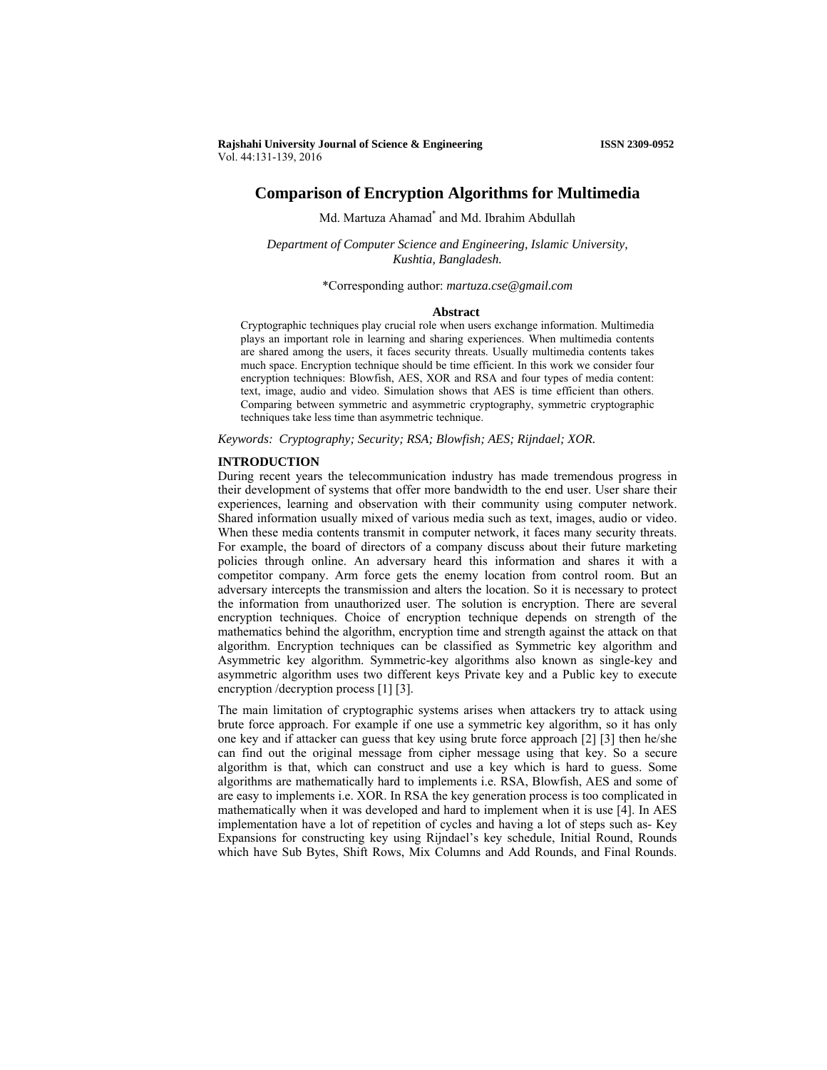# Comparison of Encryption Algorithms for Multimedia

Md. Martuza Ahamad* and Md. Ibrahim Abdullah

*Department of Computer Science and Engineering, Islamic University, Kushtia, Bangladesh.*

*Corresponding author: *martuza.cse@gmail.com*

## Abstract

Cryptographic techniques play crucial role when users exchange information. Multimedia plays an important role in learning and sharing experiences. When multimedia contents are shared among the users, it faces security threats. Usually multimedia contents takes much space. Encryption technique should be time efficient. In this work we consider four encryption techniques: Blowfish, AES, XOR and RSA and four types of media content: text, image, audio and video. Simulation shows that AES is time efficient than others. Comparing between symmetric and asymmetric cryptography, symmetric cryptographic techniques take less time than asymmetric technique.

*Keywords: Cryptography; Security; RSA; Blowfish; AES; Rijndael; XOR.*

## INTRODUCTION

During recent years the telecommunication industry has made tremendous progress in their development of systems that offer more bandwidth to the end user. User share their experiences, learning and observation with their community using computer network. Shared information usually mixed of various media such as text, images, audio or video. When these media contents transmit in computer network, it faces many security threats. For example, the board of directors of a company discuss about their future marketing policies through online. An adversary heard this information and shares it with a competitor company. Arm force gets the enemy location from control room. But an adversary intercepts the transmission and alters the location. So it is necessary to protect the information from unauthorized user. The solution is encryption. There are several encryption techniques. Choice of encryption technique depends on strength of the mathematics behind the algorithm, encryption time and strength against the attack on that algorithm. Encryption techniques can be classified as Symmetric key algorithm and Asymmetric key algorithm. Symmetric-key algorithms also known as single-key and asymmetric algorithm uses two different keys Private key and a Public key to execute encryption /decryption process [1] [3].

The main limitation of cryptographic systems arises when attackers try to attack using brute force approach. For example if one use a symmetric key algorithm, so it has only one key and if attacker can guess that key using brute force approach [2] [3] then he/she can find out the original message from cipher message using that key. So a secure algorithm is that, which can construct and use a key which is hard to guess. Some algorithms are mathematically hard to implements i.e. RSA, Blowfish, AES and some of are easy to implements i.e. XOR. In RSA the key generation process is too complicated in mathematically when it was developed and hard to implement when it is use [4]. In AES implementation have a lot of repetition of cycles and having a lot of steps such as- Key Expansions for constructing key using Rijndael's key schedule, Initial Round, Rounds which have Sub Bytes, Shift Rows, Mix Columns and Add Rounds, and Final Rounds.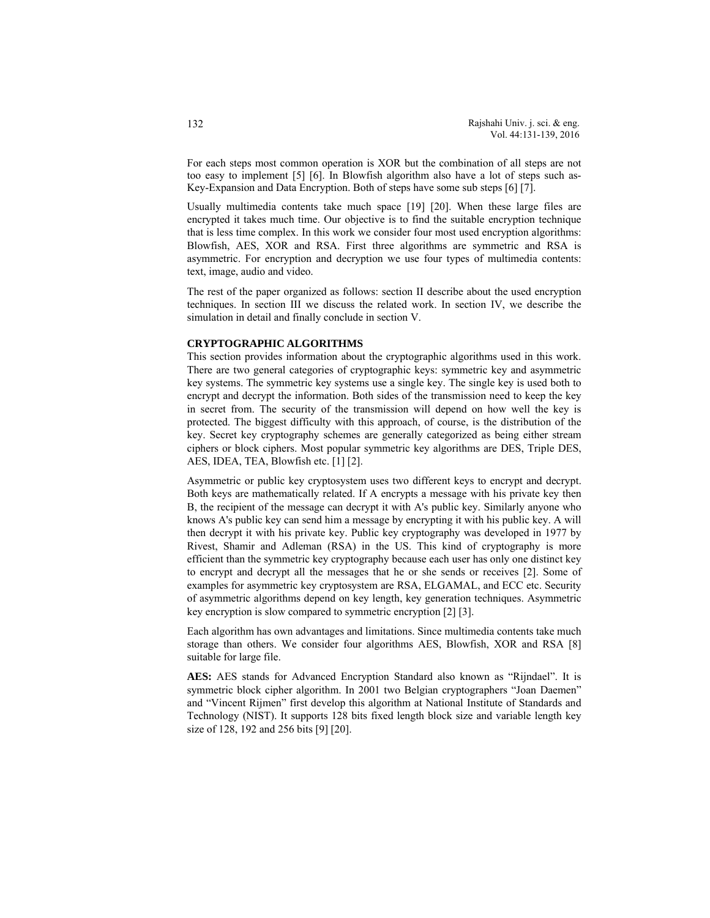For each steps most common operation is XOR but the combination of all steps are not too easy to implement [5] [6]. In Blowfish algorithm also have a lot of steps such as- Key-Expansion and Data Encryption. Both of steps have some sub steps [6] [7].

Usually multimedia contents take much space [19] [20]. When these large files are encrypted it takes much time. Our objective is to find the suitable encryption technique that is less time complex. In this work we consider four most used encryption algorithms: Blowfish, AES, XOR and RSA. First three algorithms are symmetric and RSA is asymmetric. For encryption and decryption we use four types of multimedia contents: text, image, audio and video.

The rest of the paper organized as follows: section II describe about the used encryption techniques. In section III we discuss the related work. In section IV, we describe the simulation in detail and finally conclude in section V.

## CRYPTOGRAPHIC ALGORITHMS

This section provides information about the cryptographic algorithms used in this work. There are two general categories of cryptographic keys: symmetric key and asymmetric key systems. The symmetric key systems use a single key. The single key is used both to encrypt and decrypt the information. Both sides of the transmission need to keep the key in secret from. The security of the transmission will depend on how well the key is protected. The biggest difficulty with this approach, of course, is the distribution of the key. Secret key cryptography schemes are generally categorized as being either stream ciphers or block ciphers. Most popular symmetric key algorithms are DES, Triple DES, AES, IDEA, TEA, Blowfish etc. [1] [2].

Asymmetric or public key cryptosystem uses two different keys to encrypt and decrypt. Both keys are mathematically related. If A encrypts a message with his private key then B, the recipient of the message can decrypt it with A's public key. Similarly anyone who knows A's public key can send him a message by encrypting it with his public key. A will then decrypt it with his private key. Public key cryptography was developed in 1977 by Rivest, Shamir and Adleman (RSA) in the US. This kind of cryptography is more efficient than the symmetric key cryptography because each user has only one distinct key to encrypt and decrypt all the messages that he or she sends or receives [2]. Some of examples for asymmetric key cryptosystem are RSA, ELGAMAL, and ECC etc. Security of asymmetric algorithms depend on key length, key generation techniques. Asymmetric key encryption is slow compared to symmetric encryption [2] [3].

Each algorithm has own advantages and limitations. Since multimedia contents take much storage than others. We consider four algorithms AES, Blowfish, XOR and RSA [8] suitable for large file.

**AES:** AES stands for Advanced Encryption Standard also known as “Rijndael”. It is symmetric block cipher algorithm. In 2001 two Belgian cryptographers “Joan Daemen” and “Vincent Rijmen” first develop this algorithm at National Institute of Standards and Technology (NIST). It supports 128 bits fixed length block size and variable length key size of 128, 192 and 256 bits [9] [20].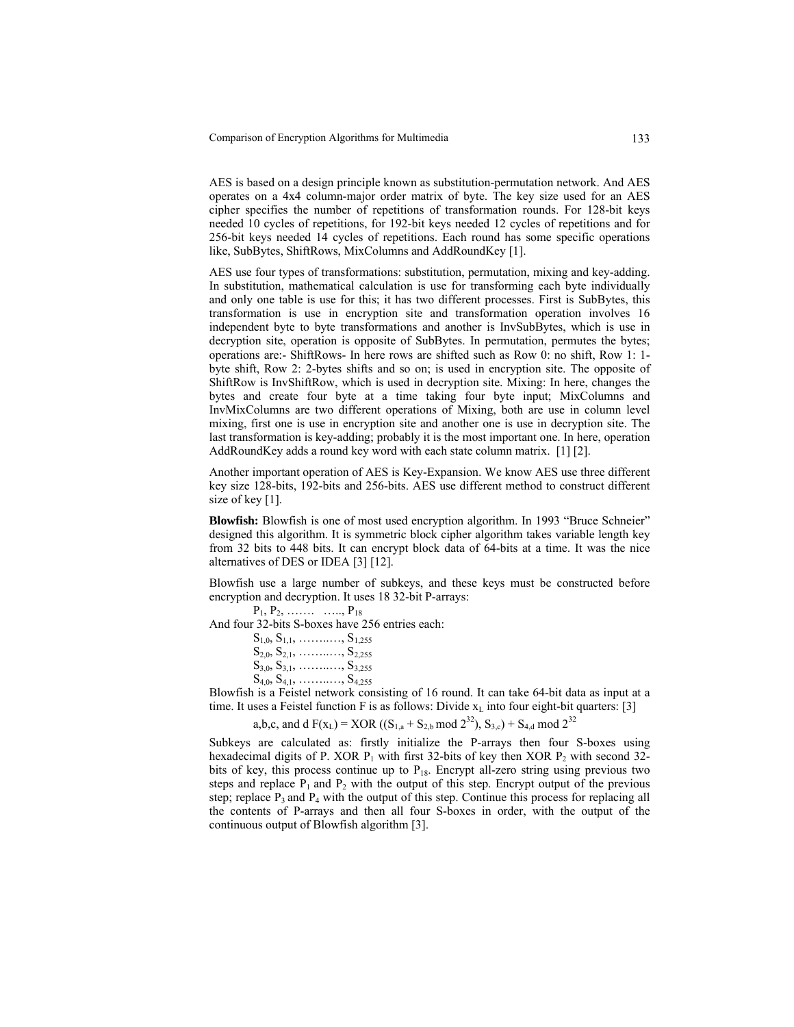AES is based on a design principle known as substitution-permutation network. And AES operates on a 4x4 column-major order matrix of byte. The key size used for an AES cipher specifies the number of repetitions of transformation rounds. For 128-bit keys needed 10 cycles of repetitions, for 192-bit keys needed 12 cycles of repetitions and for 256-bit keys needed 14 cycles of repetitions. Each round has some specific operations like, SubBytes, ShiftRows, MixColumns and AddRoundKey [1].

AES use four types of transformations: substitution, permutation, mixing and key-adding. In substitution, mathematical calculation is use for transforming each byte individually and only one table is use for this; it has two different processes. First is SubBytes, this transformation is use in encryption site and transformation operation involves 16 independent byte to byte transformations and another is InvSubBytes, which is use in decryption site, operation is opposite of SubBytes. In permutation, permutes the bytes; operations are:- ShiftRows- In here rows are shifted such as Row 0: no shift, Row 1: 1-byte shift, Row 2: 2-bytes shifts and so on; is used in encryption site. The opposite of ShiftRow is InvShiftRow, which is used in decryption site. Mixing: In here, changes the bytes and create four byte at a time taking four byte input; MixColumns and InvMixColumns are two different operations of Mixing, both are use in column level mixing, first one is use in encryption site and another one is use in decryption site. The last transformation is key-adding; probably it is the most important one. In here, operation AddRoundKey adds a round key word with each state column matrix. [1] [2].

Another important operation of AES is Key-Expansion. We know AES use three different key size 128-bits, 192-bits and 256-bits. AES use different method to construct different size of key [1].

**Blowfish:** Blowfish is one of most used encryption algorithm. In 1993 "Bruce Schneier" designed this algorithm. It is symmetric block cipher algorithm takes variable length key from 32 bits to 448 bits. It can encrypt block data of 64-bits at a time. It was the nice alternatives of DES or IDEA [3] [12].

Blowfish use a large number of subkeys, and these keys must be constructed before encryption and decryption. It uses 18 32-bit P-arrays:

$P_1, P_2, \ldots\ldots \ldots, P_{18}$

And four 32-bits S-boxes have 256 entries each:

$S_{1,0}, S_{1,1}, \ldots\ldots, S_{1,255}$
$S_{2,0}, S_{2,1}, \ldots\ldots, S_{2,255}$
$S_{3,0}, S_{3,1}, \ldots\ldots, S_{3,255}$
$S_{4,0}, S_{4,1}, \ldots\ldots, S_{4,255}$

Blowfish is a Feistel network consisting of 16 round. It can take 64-bit data as input at a time. It uses a Feistel function F is as follows: Divide $x_L$ into four eight-bit quarters: [3]

a,b,c, and d $F(x_L) = XOR\ ((S_{1,a} + S_{2,b} \bmod 2^{32}), S_{3,c}) + S_{4,d} \bmod 2^{32}$

Subkeys are calculated as: firstly initialize the P-arrays then four S-boxes using hexadecimal digits of P. XOR $P_1$ with first 32-bits of key then XOR $P_2$ with second 32-bits of key, this process continue up to $P_{18}$. Encrypt all-zero string using previous two steps and replace $P_1$ and $P_2$ with the output of this step. Encrypt output of the previous step; replace $P_3$ and $P_4$ with the output of this step. Continue this process for replacing all the contents of P-arrays and then all four S-boxes in order, with the output of the continuous output of Blowfish algorithm [3].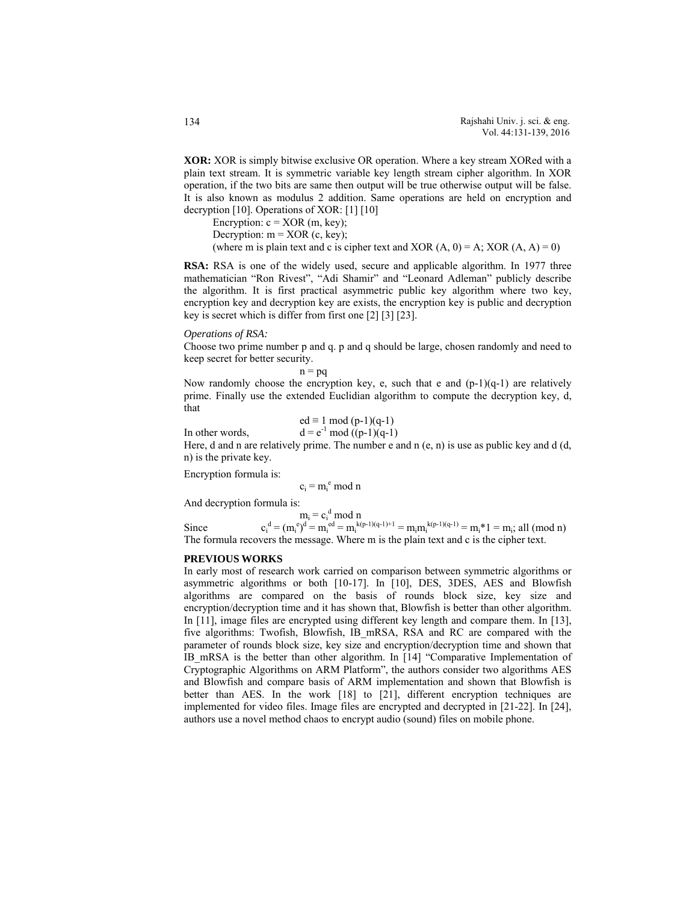**XOR:** XOR is simply bitwise exclusive OR operation. Where a key stream XORed with a plain text stream. It is symmetric variable key length stream cipher algorithm. In XOR operation, if the two bits are same then output will be true otherwise output will be false. It is also known as modulus 2 addition. Same operations are held on encryption and decryption [10]. Operations of XOR: [1] [10]

Encryption: c = XOR (m, key);

Decryption: m = XOR (c, key);

(where m is plain text and c is cipher text and XOR (A, 0) = A; XOR (A, A) = 0)

**RSA:** RSA is one of the widely used, secure and applicable algorithm. In 1977 three mathematician "Ron Rivest", "Adi Shamir" and "Leonard Adleman" publicly describe the algorithm. It is first practical asymmetric public key algorithm where two key, encryption key and decryption key are exists, the encryption key is public and decryption key is secret which is differ from first one [2] [3] [23].

*Operations of RSA:*

Choose two prime number p and q. p and q should be large, chosen randomly and need to keep secret for better security.

$$n = pq$$

Now randomly choose the encryption key, e, such that e and (p-1)(q-1) are relatively prime. Finally use the extended Euclidian algorithm to compute the decryption key, d, that

$$ed \equiv 1 \bmod (p-1)(q-1)$$

In other words, $d = e^{-1} \bmod ((p-1)(q-1)$

Here, d and n are relatively prime. The number e and n (e, n) is use as public key and d (d, n) is the private key.

Encryption formula is:

$$c_i = m_i^e \bmod n$$

And decryption formula is:

$$m_i = c_i^d \bmod n$$

Since $c_i^d = (m_i^e)^d = m_i^{ed} = m_i^{k(p-1)(q-1)+1} = m_i m_i^{k(p-1)(q-1)} = m_i*1 = m_i$; all (mod n)

The formula recovers the message. Where m is the plain text and c is the cipher text.

## PREVIOUS WORKS

In early most of research work carried on comparison between symmetric algorithms or asymmetric algorithms or both [10-17]. In [10], DES, 3DES, AES and Blowfish algorithms are compared on the basis of rounds block size, key size and encryption/decryption time and it has shown that, Blowfish is better than other algorithm. In [11], image files are encrypted using different key length and compare them. In [13], five algorithms: Twofish, Blowfish, IB_mRSA, RSA and RC are compared with the parameter of rounds block size, key size and encryption/decryption time and shown that IB_mRSA is the better than other algorithm. In [14] "Comparative Implementation of Cryptographic Algorithms on ARM Platform", the authors consider two algorithms AES and Blowfish and compare basis of ARM implementation and shown that Blowfish is better than AES. In the work [18] to [21], different encryption techniques are implemented for video files. Image files are encrypted and decrypted in [21-22]. In [24], authors use a novel method chaos to encrypt audio (sound) files on mobile phone.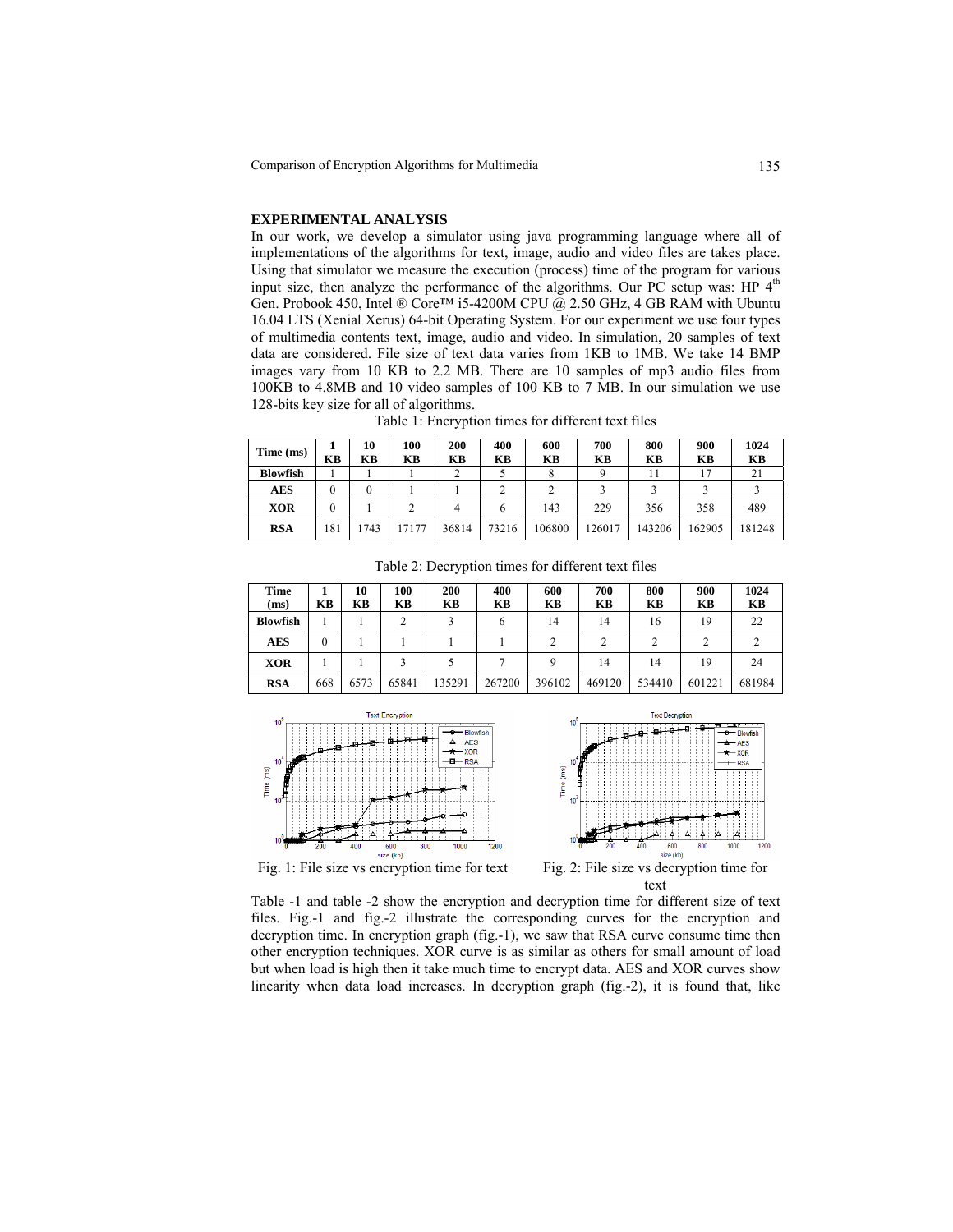## EXPERIMENTAL ANALYSIS

In our work, we develop a simulator using java programming language where all of implementations of the algorithms for text, image, audio and video files are takes place. Using that simulator we measure the execution (process) time of the program for various input size, then analyze the performance of the algorithms. Our PC setup was: HP 4th Gen. Probook 450, Intel ® Core™ i5-4200M CPU @ 2.50 GHz, 4 GB RAM with Ubuntu 16.04 LTS (Xenial Xerus) 64-bit Operating System. For our experiment we use four types of multimedia contents text, image, audio and video. In simulation, 20 samples of text data are considered. File size of text data varies from 1KB to 1MB. We take 14 BMP images vary from 10 KB to 2.2 MB. There are 10 samples of mp3 audio files from 100KB to 4.8MB and 10 video samples of 100 KB to 7 MB. In our simulation we use 128-bits key size for all of algorithms.

Table 1: Encryption times for different text files

| Time (ms) | 1 KB | 10 KB | 100 KB | 200 KB | 400 KB | 600 KB | 700 KB | 800 KB | 900 KB | 1024 KB |
|---|---|---|---|---|---|---|---|---|---|---|
| **Blowfish** | 1 | 1 | 1 | 2 | 5 | 8 | 9 | 11 | 17 | 21 |
| **AES** | 0 | 0 | 1 | 1 | 2 | 2 | 3 | 3 | 3 | 3 |
| **XOR** | 0 | 1 | 2 | 4 | 6 | 143 | 229 | 356 | 358 | 489 |
| **RSA** | 181 | 1743 | 17177 | 36814 | 73216 | 106800 | 126017 | 143206 | 162905 | 181248 |

Table 2: Decryption times for different text files

| Time (ms) | 1 KB | 10 KB | 100 KB | 200 KB | 400 KB | 600 KB | 700 KB | 800 KB | 900 KB | 1024 KB |
|---|---|---|---|---|---|---|---|---|---|---|
| **Blowfish** | 1 | 1 | 2 | 3 | 6 | 14 | 14 | 16 | 19 | 22 |
| **AES** | 0 | 1 | 1 | 1 | 1 | 2 | 2 | 2 | 2 | 2 |
| **XOR** | 1 | 1 | 3 | 5 | 7 | 9 | 14 | 14 | 19 | 24 |
| **RSA** | 668 | 6573 | 65841 | 135291 | 267200 | 396102 | 469120 | 534410 | 601221 | 681984 |

Fig. 1: File size vs encryption time for text

Fig. 2: File size vs decryption time for text

Table -1 and table -2 show the encryption and decryption time for different size of text files. Fig.-1 and fig.-2 illustrate the corresponding curves for the encryption and decryption time. In encryption graph (fig.-1), we saw that RSA curve consume time then other encryption techniques. XOR curve is as similar as others for small amount of load but when load is high then it take much time to encrypt data. AES and XOR curves show linearity when data load increases. In decryption graph (fig.-2), it is found that, like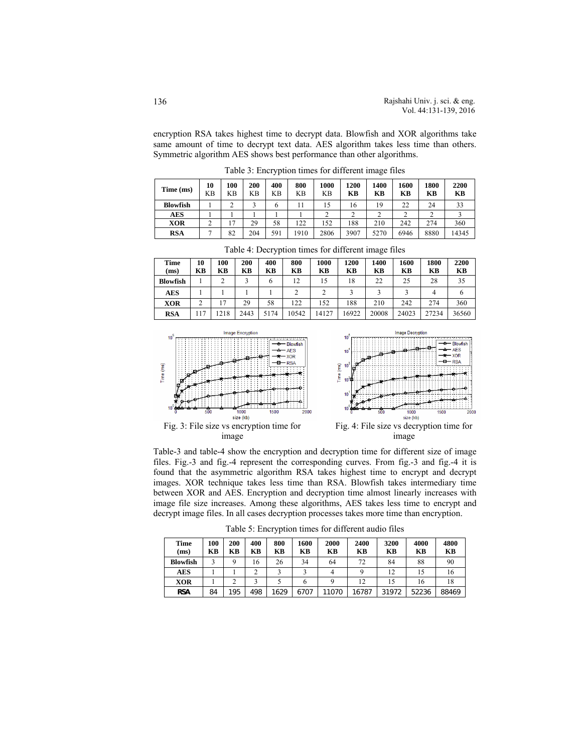encryption RSA takes highest time to decrypt data. Blowfish and XOR algorithms take same amount of time to decrypt text data. AES algorithm takes less time than others. Symmetric algorithm AES shows best performance than other algorithms.

Table 3: Encryption times for different image files

| Time (ms) | 10 KB | 100 KB | 200 KB | 400 KB | 800 KB | 1000 KB | 1200 KB | 1400 KB | 1600 KB | 1800 KB | 2200 KB |
|---|---|---|---|---|---|---|---|---|---|---|---|
| **Blowfish** | 1 | 2 | 3 | 6 | 11 | 15 | 16 | 19 | 22 | 24 | 33 |
| **AES** | 1 | 1 | 1 | 1 | 1 | 2 | 2 | 2 | 2 | 2 | 3 |
| **XOR** | 2 | 17 | 29 | 58 | 122 | 152 | 188 | 210 | 242 | 274 | 360 |
| **RSA** | 7 | 82 | 204 | 591 | 1910 | 2806 | 3907 | 5270 | 6946 | 8880 | 14345 |

Table 4: Decryption times for different image files

| Time (ms) | 10 KB | 100 KB | 200 KB | 400 KB | 800 KB | 1000 KB | 1200 KB | 1400 KB | 1600 KB | 1800 KB | 2200 KB |
|---|---|---|---|---|---|---|---|---|---|---|---|
| **Blowfish** | 1 | 2 | 3 | 6 | 12 | 15 | 18 | 22 | 25 | 28 | 35 |
| **AES** | 1 | 1 | 1 | 1 | 2 | 2 | 3 | 3 | 3 | 4 | 6 |
| **XOR** | 2 | 17 | 29 | 58 | 122 | 152 | 188 | 210 | 242 | 274 | 360 |
| **RSA** | 117 | 1218 | 2443 | 5174 | 10542 | 14127 | 16922 | 20008 | 24023 | 27234 | 36560 |

Fig. 3: File size vs encryption time for image

Fig. 4: File size vs decryption time for image

Table-3 and table-4 show the encryption and decryption time for different size of image files. Fig.-3 and fig.-4 represent the corresponding curves. From fig.-3 and fig.-4 it is found that the asymmetric algorithm RSA takes highest time to encrypt and decrypt images. XOR technique takes less time than RSA. Blowfish takes intermediary time between XOR and AES. Encryption and decryption time almost linearly increases with image file size increases. Among these algorithms, AES takes less time to encrypt and decrypt image files. In all cases decryption processes takes more time than encryption.

Table 5: Encryption times for different audio files

| Time (ms) | 100 KB | 200 KB | 400 KB | 800 KB | 1600 KB | 2000 KB | 2400 KB | 3200 KB | 4000 KB | 4800 KB |
|---|---|---|---|---|---|---|---|---|---|---|
| **Blowfish** | 3 | 9 | 16 | 26 | 34 | 64 | 72 | 84 | 88 | 90 |
| **AES** | 1 | 1 | 2 | 3 | 3 | 4 | 9 | 12 | 15 | 16 |
| **XOR** | 1 | 2 | 3 | 5 | 6 | 9 | 12 | 15 | 16 | 18 |
| **RSA** | 84 | 195 | 498 | 1629 | 6707 | 11070 | 16787 | 31972 | 52236 | 88469 |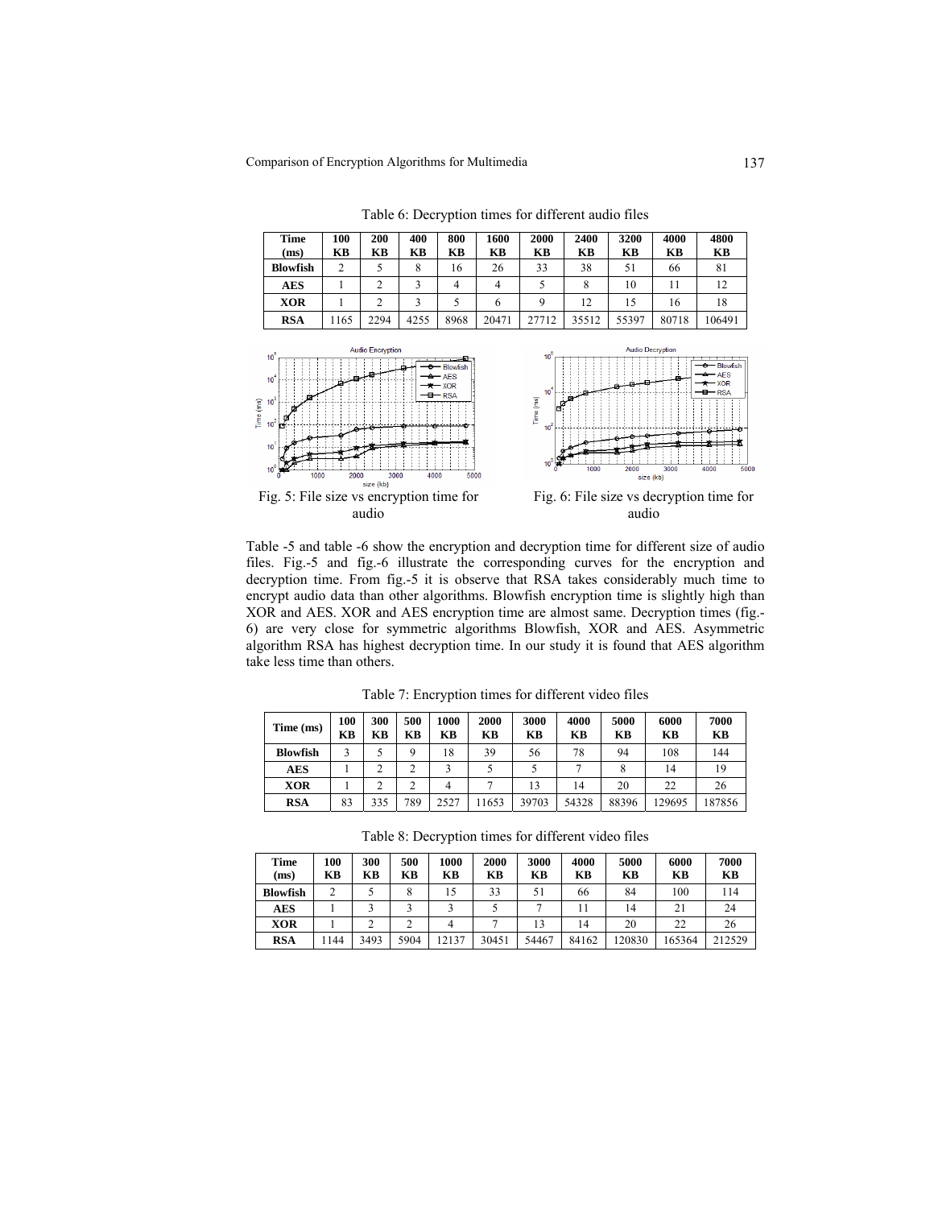Table 6: Decryption times for different audio files

| Time (ms) | 100 KB | 200 KB | 400 KB | 800 KB | 1600 KB | 2000 KB | 2400 KB | 3200 KB | 4000 KB | 4800 KB |
|---|---|---|---|---|---|---|---|---|---|---|
| **Blowfish** | 2 | 5 | 8 | 16 | 26 | 33 | 38 | 51 | 66 | 81 |
| **AES** | 1 | 2 | 3 | 4 | 4 | 5 | 8 | 10 | 11 | 12 |
| **XOR** | 1 | 2 | 3 | 5 | 6 | 9 | 12 | 15 | 16 | 18 |
| **RSA** | 1165 | 2294 | 4255 | 8968 | 20471 | 27712 | 35512 | 55397 | 80718 | 106491 |

Fig. 5: File size vs encryption time for audio

Fig. 6: File size vs decryption time for audio

Table -5 and table -6 show the encryption and decryption time for different size of audio files. Fig.-5 and fig.-6 illustrate the corresponding curves for the encryption and decryption time. From fig.-5 it is observe that RSA takes considerably much time to encrypt audio data than other algorithms. Blowfish encryption time is slightly high than XOR and AES. XOR and AES encryption time are almost same. Decryption times (fig.-6) are very close for symmetric algorithms Blowfish, XOR and AES. Asymmetric algorithm RSA has highest decryption time. In our study it is found that AES algorithm take less time than others.

Table 7: Encryption times for different video files

| Time (ms) | 100 KB | 300 KB | 500 KB | 1000 KB | 2000 KB | 3000 KB | 4000 KB | 5000 KB | 6000 KB | 7000 KB |
|---|---|---|---|---|---|---|---|---|---|---|
| **Blowfish** | 3 | 5 | 9 | 18 | 39 | 56 | 78 | 94 | 108 | 144 |
| **AES** | 1 | 2 | 2 | 3 | 5 | 5 | 7 | 8 | 14 | 19 |
| **XOR** | 1 | 2 | 2 | 4 | 7 | 13 | 14 | 20 | 22 | 26 |
| **RSA** | 83 | 335 | 789 | 2527 | 11653 | 39703 | 54328 | 88396 | 129695 | 187856 |

Table 8: Decryption times for different video files

| Time (ms) | 100 KB | 300 KB | 500 KB | 1000 KB | 2000 KB | 3000 KB | 4000 KB | 5000 KB | 6000 KB | 7000 KB |
|---|---|---|---|---|---|---|---|---|---|---|
| **Blowfish** | 2 | 5 | 8 | 15 | 33 | 51 | 66 | 84 | 100 | 114 |
| **AES** | 1 | 3 | 3 | 3 | 5 | 7 | 11 | 14 | 21 | 24 |
| **XOR** | 1 | 2 | 2 | 4 | 7 | 13 | 14 | 20 | 22 | 26 |
| **RSA** | 1144 | 3493 | 5904 | 12137 | 30451 | 54467 | 84162 | 120830 | 165364 | 212529 |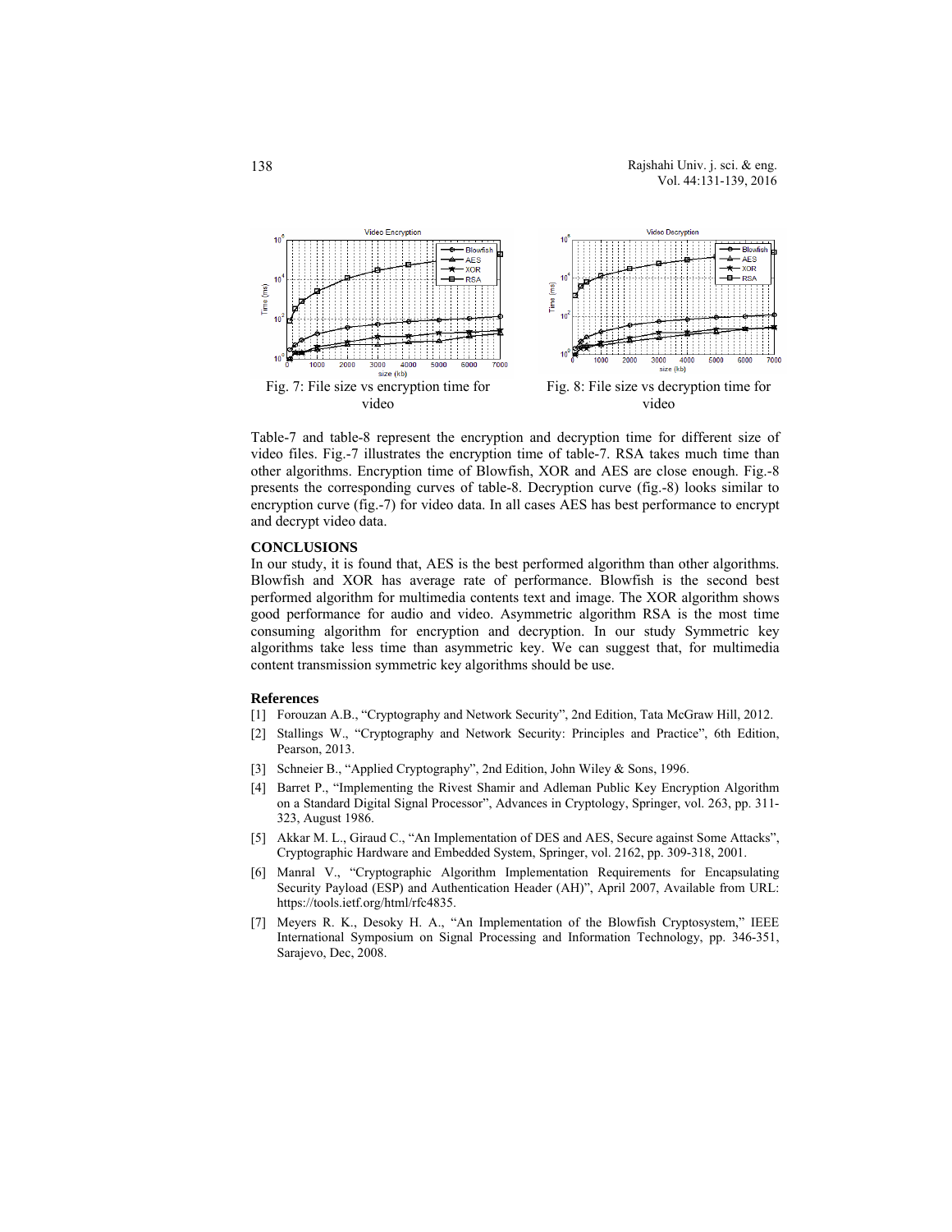Fig. 7: File size vs encryption time for video

Fig. 8: File size vs decryption time for video

Table-7 and table-8 represent the encryption and decryption time for different size of video files. Fig.-7 illustrates the encryption time of table-7. RSA takes much time than other algorithms. Encryption time of Blowfish, XOR and AES are close enough. Fig.-8 presents the corresponding curves of table-8. Decryption curve (fig.-8) looks similar to encryption curve (fig.-7) for video data. In all cases AES has best performance to encrypt and decrypt video data.

## CONCLUSIONS

In our study, it is found that, AES is the best performed algorithm than other algorithms. Blowfish and XOR has average rate of performance. Blowfish is the second best performed algorithm for multimedia contents text and image. The XOR algorithm shows good performance for audio and video. Asymmetric algorithm RSA is the most time consuming algorithm for encryption and decryption. In our study Symmetric key algorithms take less time than asymmetric key. We can suggest that, for multimedia content transmission symmetric key algorithms should be use.

## References

[1] Forouzan A.B., "Cryptography and Network Security", 2nd Edition, Tata McGraw Hill, 2012.

[2] Stallings W., "Cryptography and Network Security: Principles and Practice", 6th Edition, Pearson, 2013.

[3] Schneier B., "Applied Cryptography", 2nd Edition, John Wiley & Sons, 1996.

[4] Barret P., "Implementing the Rivest Shamir and Adleman Public Key Encryption Algorithm on a Standard Digital Signal Processor", Advances in Cryptology, Springer, vol. 263, pp. 311-323, August 1986.

[5] Akkar M. L., Giraud C., "An Implementation of DES and AES, Secure against Some Attacks", Cryptographic Hardware and Embedded System, Springer, vol. 2162, pp. 309-318, 2001.

[6] Manral V., "Cryptographic Algorithm Implementation Requirements for Encapsulating Security Payload (ESP) and Authentication Header (AH)", April 2007, Available from URL: https://tools.ietf.org/html/rfc4835.

[7] Meyers R. K., Desoky H. A., "An Implementation of the Blowfish Cryptosystem," IEEE International Symposium on Signal Processing and Information Technology, pp. 346-351, Sarajevo, Dec, 2008.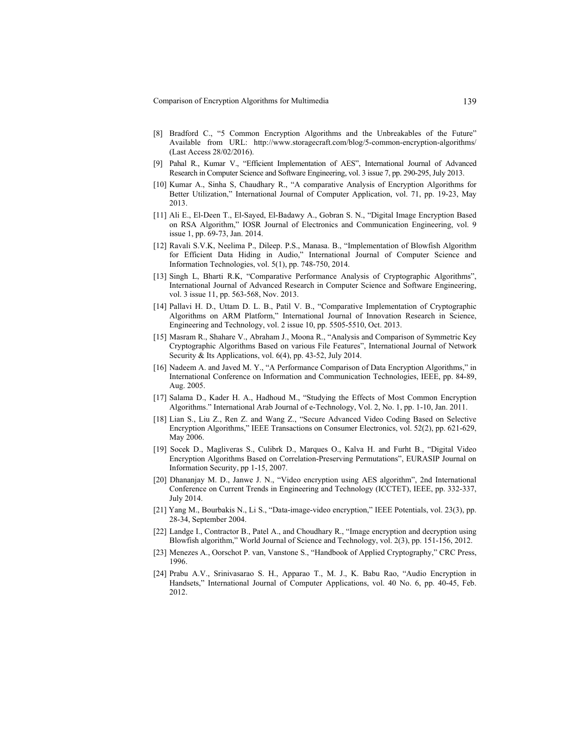[8] Bradford C., "5 Common Encryption Algorithms and the Unbreakables of the Future" Available from URL: http://www.storagecraft.com/blog/5-common-encryption-algorithms/ (Last Access 28/02/2016).

[9] Pahal R., Kumar V., "Efficient Implementation of AES", International Journal of Advanced Research in Computer Science and Software Engineering, vol. 3 issue 7, pp. 290-295, July 2013.

[10] Kumar A., Sinha S, Chaudhary R., "A comparative Analysis of Encryption Algorithms for Better Utilization," International Journal of Computer Application, vol. 71, pp. 19-23, May 2013.

[11] Ali E., El-Deen T., El-Sayed, El-Badawy A., Gobran S. N., "Digital Image Encryption Based on RSA Algorithm," IOSR Journal of Electronics and Communication Engineering, vol. 9 issue 1, pp. 69-73, Jan. 2014.

[12] Ravali S.V.K, Neelima P., Dileep. P.S., Manasa. B., "Implementation of Blowfish Algorithm for Efficient Data Hiding in Audio," International Journal of Computer Science and Information Technologies, vol. 5(1), pp. 748-750, 2014.

[13] Singh L, Bharti R.K, "Comparative Performance Analysis of Cryptographic Algorithms", International Journal of Advanced Research in Computer Science and Software Engineering, vol. 3 issue 11, pp. 563-568, Nov. 2013.

[14] Pallavi H. D., Uttam D. L. B., Patil V. B., "Comparative Implementation of Cryptographic Algorithms on ARM Platform," International Journal of Innovation Research in Science, Engineering and Technology, vol. 2 issue 10, pp. 5505-5510, Oct. 2013.

[15] Masram R., Shahare V., Abraham J., Moona R., "Analysis and Comparison of Symmetric Key Cryptographic Algorithms Based on various File Features", International Journal of Network Security & Its Applications, vol. 6(4), pp. 43-52, July 2014.

[16] Nadeem A. and Javed M. Y., "A Performance Comparison of Data Encryption Algorithms," in International Conference on Information and Communication Technologies, IEEE, pp. 84-89, Aug. 2005.

[17] Salama D., Kader H. A., Hadhoud M., "Studying the Effects of Most Common Encryption Algorithms." International Arab Journal of e-Technology, Vol. 2, No. 1, pp. 1-10, Jan. 2011.

[18] Lian S., Liu Z., Ren Z. and Wang Z., "Secure Advanced Video Coding Based on Selective Encryption Algorithms," IEEE Transactions on Consumer Electronics, vol. 52(2), pp. 621-629, May 2006.

[19] Socek D., Magliveras S., Culibrk D., Marques O., Kalva H. and Furht B., "Digital Video Encryption Algorithms Based on Correlation-Preserving Permutations", EURASIP Journal on Information Security, pp 1-15, 2007.

[20] Dhananjay M. D., Janwe J. N., "Video encryption using AES algorithm", 2nd International Conference on Current Trends in Engineering and Technology (ICCTET), IEEE, pp. 332-337, July 2014.

[21] Yang M., Bourbakis N., Li S., "Data-image-video encryption," IEEE Potentials, vol. 23(3), pp. 28-34, September 2004.

[22] Landge I., Contractor B., Patel A., and Choudhary R., "Image encryption and decryption using Blowfish algorithm," World Journal of Science and Technology, vol. 2(3), pp. 151-156, 2012.

[23] Menezes A., Oorschot P. van, Vanstone S., "Handbook of Applied Cryptography," CRC Press, 1996.

[24] Prabu A.V., Srinivasarao S. H., Apparao T., M. J., K. Babu Rao, "Audio Encryption in Handsets," International Journal of Computer Applications, vol. 40 No. 6, pp. 40-45, Feb. 2012.